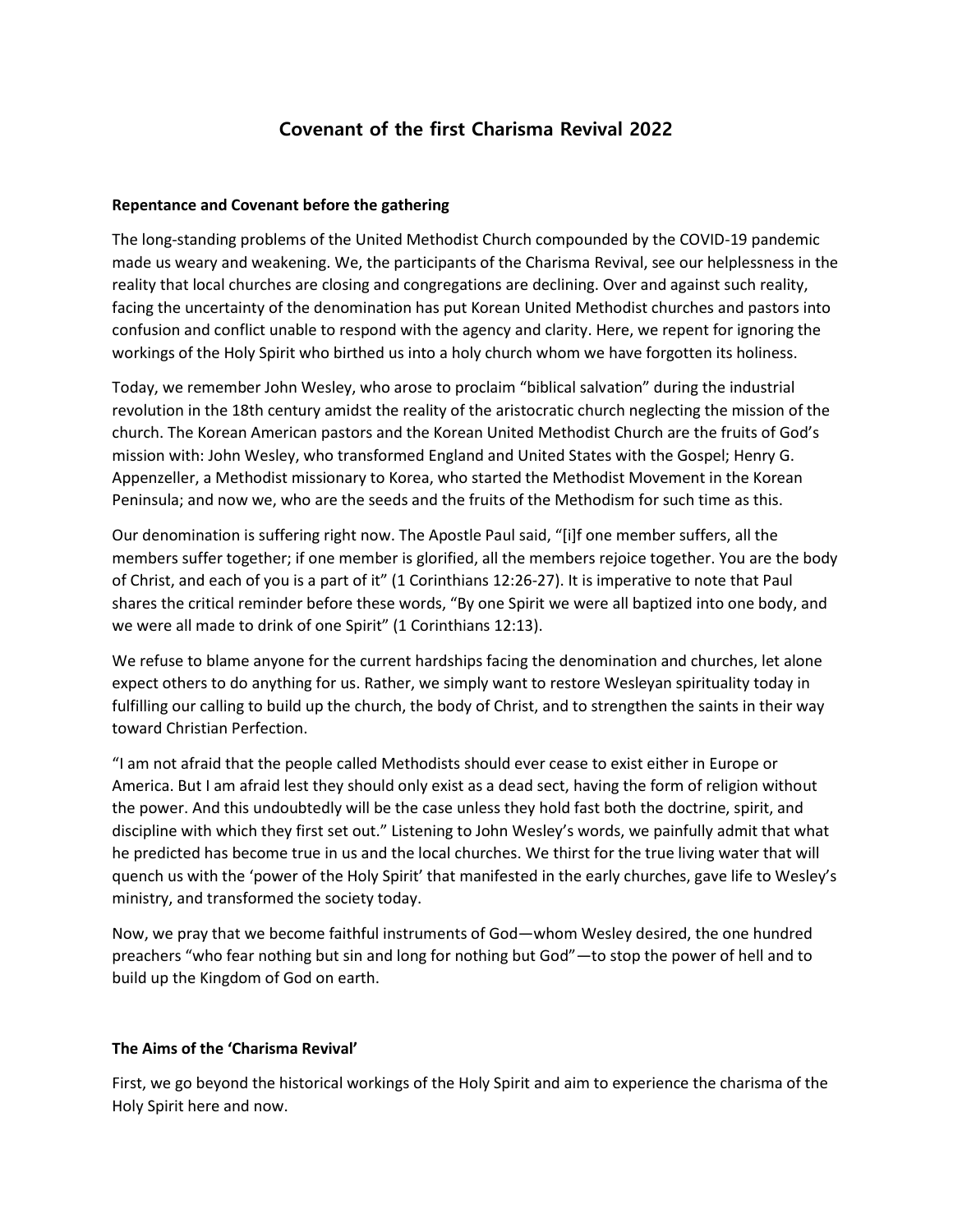# Covenant of the first Charisma Revival 2022

**Repentance and Covenant before the gathering**

The long-standing problems of the United Methodist Church compounded by the COVID-19 pandemic made us weary and weakening. We, the participants of the Charisma Revival, see our helplessness in the reality that local churches are closing and congregations are declining. Over and against such reality, facing the uncertainty of the denomination has put Korean United Methodist churches and pastors into confusion and conflict unable to respond with the agency and clarity. Here, we repent for ignoring the workings of the Holy Spirit who birthed us into a holy church whom we have forgotten its holiness.

Today, we remember John Wesley, who arose to proclaim "biblical salvation" during the industrial revolution in the 18th century amidst the reality of the aristocratic church neglecting the mission of the church. The Korean American pastors and the Korean United Methodist Church are the fruits of God's mission with: John Wesley, who transformed England and United States with the Gospel; Henry G. Appenzeller, a Methodist missionary to Korea, who started the Methodist Movement in the Korean Peninsula; and now we, who are the seeds and the fruits of the Methodism for such time as this.

Our denomination is suffering right now. The Apostle Paul said, "[i]f one member suffers, all the members suffer together; if one member is glorified, all the members rejoice together. You are the body of Christ, and each of you is a part of it" (1 Corinthians 12:26-27). It is imperative to note that Paul shares the critical reminder before these words, "By one Spirit we were all baptized into one body, and we were all made to drink of one Spirit" (1 Corinthians 12:13).

We refuse to blame anyone for the current hardships facing the denomination and churches, let alone expect others to do anything for us. Rather, we simply want to restore Wesleyan spirituality today in fulfilling our calling to build up the church, the body of Christ, and to strengthen the saints in their way toward Christian Perfection.

"I am not afraid that the people called Methodists should ever cease to exist either in Europe or America. But I am afraid lest they should only exist as a dead sect, having the form of religion without the power. And this undoubtedly will be the case unless they hold fast both the doctrine, spirit, and discipline with which they first set out." Listening to John Wesley's words, we painfully admit that what he predicted has become true in us and the local churches. We thirst for the true living water that will quench us with the 'power of the Holy Spirit' that manifested in the early churches, gave life to Wesley's ministry, and transformed the society today.

Now, we pray that we become faithful instruments of God—whom Wesley desired, the one hundred preachers "who fear nothing but sin and long for nothing but God"—to stop the power of hell and to build up the Kingdom of God on earth.

**The Aims of the 'Charisma Revival'**

First, we go beyond the historical workings of the Holy Spirit and aim to experience the charisma of the Holy Spirit here and now.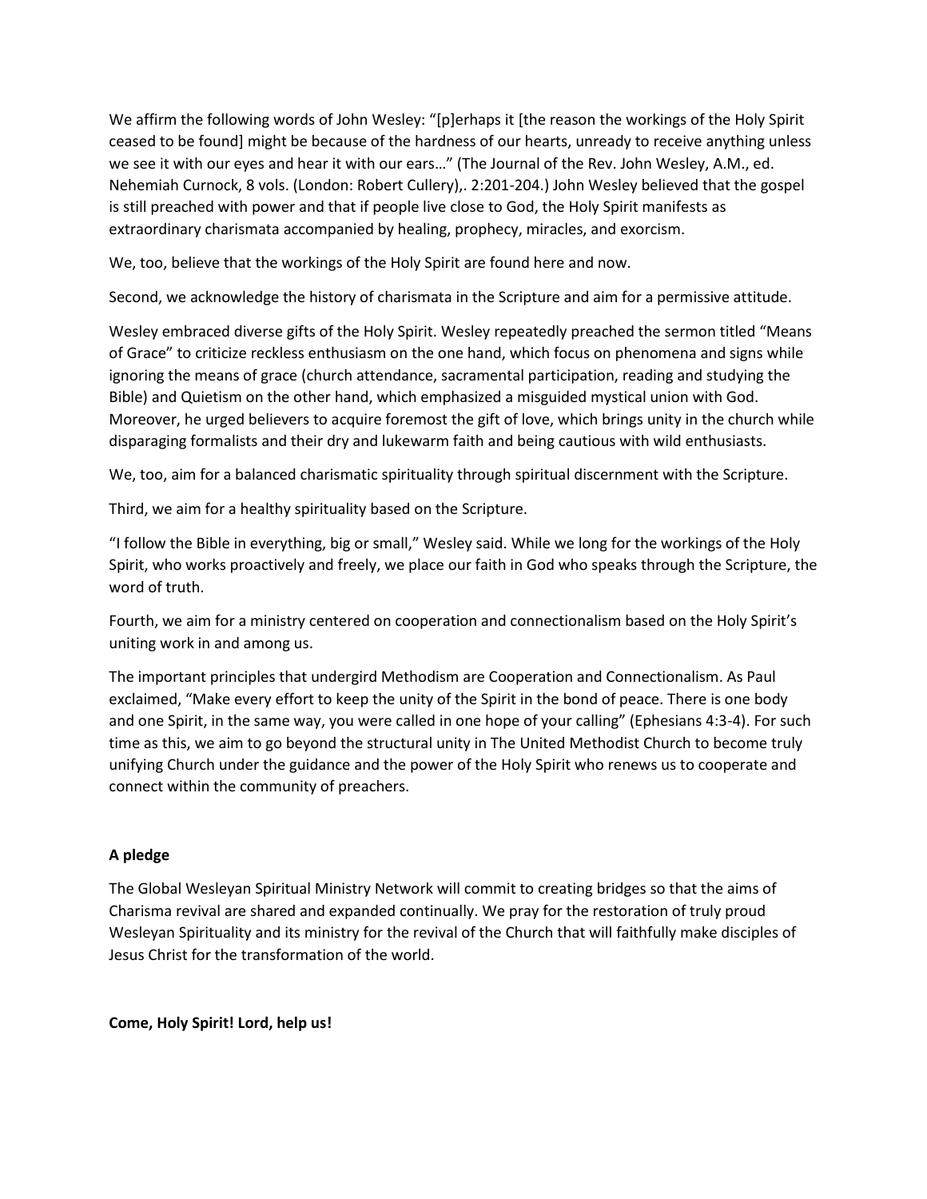We affirm the following words of John Wesley: "[p]erhaps it [the reason the workings of the Holy Spirit ceased to be found] might be because of the hardness of our hearts, unready to receive anything unless we see it with our eyes and hear it with our ears…" (The Journal of the Rev. John Wesley, A.M., ed. Nehemiah Curnock, 8 vols. (London: Robert Cullery),. 2:201-204.) John Wesley believed that the gospel is still preached with power and that if people live close to God, the Holy Spirit manifests as extraordinary charismata accompanied by healing, prophecy, miracles, and exorcism.

We, too, believe that the workings of the Holy Spirit are found here and now.

Second, we acknowledge the history of charismata in the Scripture and aim for a permissive attitude.

Wesley embraced diverse gifts of the Holy Spirit. Wesley repeatedly preached the sermon titled "Means of Grace" to criticize reckless enthusiasm on the one hand, which focus on phenomena and signs while ignoring the means of grace (church attendance, sacramental participation, reading and studying the Bible) and Quietism on the other hand, which emphasized a misguided mystical union with God. Moreover, he urged believers to acquire foremost the gift of love, which brings unity in the church while disparaging formalists and their dry and lukewarm faith and being cautious with wild enthusiasts.

We, too, aim for a balanced charismatic spirituality through spiritual discernment with the Scripture.

Third, we aim for a healthy spirituality based on the Scripture.

"I follow the Bible in everything, big or small," Wesley said. While we long for the workings of the Holy Spirit, who works proactively and freely, we place our faith in God who speaks through the Scripture, the word of truth.

Fourth, we aim for a ministry centered on cooperation and connectionalism based on the Holy Spirit's uniting work in and among us.

The important principles that undergird Methodism are Cooperation and Connectionalism. As Paul exclaimed, "Make every effort to keep the unity of the Spirit in the bond of peace. There is one body and one Spirit, in the same way, you were called in one hope of your calling" (Ephesians 4:3-4). For such time as this, we aim to go beyond the structural unity in The United Methodist Church to become truly unifying Church under the guidance and the power of the Holy Spirit who renews us to cooperate and connect within the community of preachers.

**A pledge**

The Global Wesleyan Spiritual Ministry Network will commit to creating bridges so that the aims of Charisma revival are shared and expanded continually. We pray for the restoration of truly proud Wesleyan Spirituality and its ministry for the revival of the Church that will faithfully make disciples of Jesus Christ for the transformation of the world.

**Come, Holy Spirit! Lord, help us!**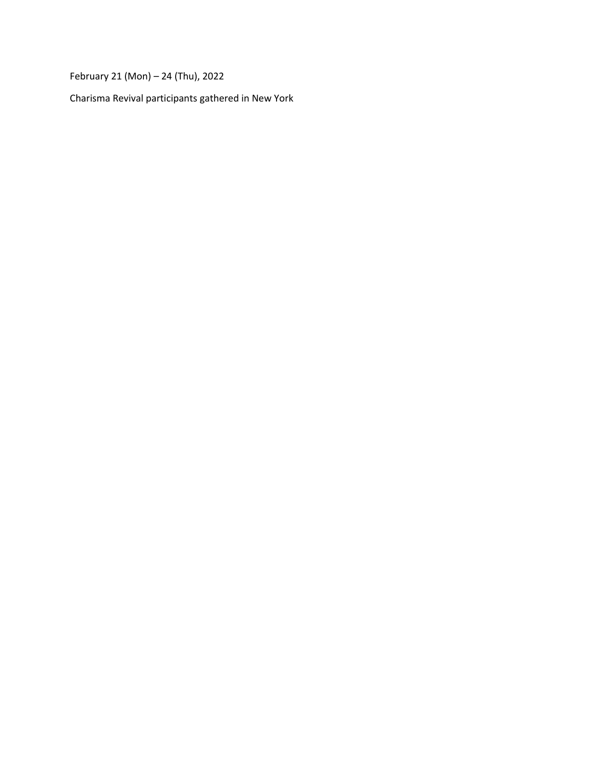February 21 (Mon) – 24 (Thu), 2022

Charisma Revival participants gathered in New York